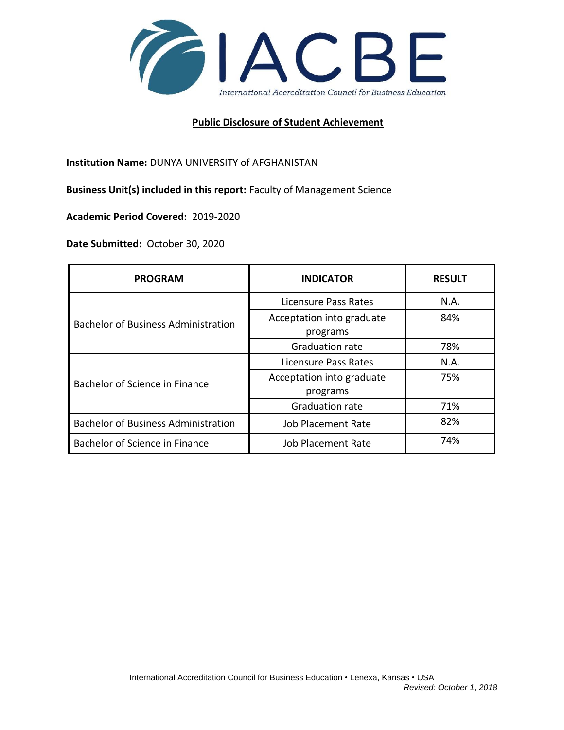IACBE

International Accreditation Council for Business Education

## Public Disclosure of Student Achievement

**Institution Name:** DUNYA UNIVERSITY of AFGHANISTAN

**Business Unit(s) included in this report:** Faculty of Management Science

**Academic Period Covered:** 2019-2020

**Date Submitted:** October 30, 2020

| PROGRAM | INDICATOR | RESULT |
|---|---|---|
| Bachelor of Business Administration | Licensure Pass Rates | N.A. |
| | Acceptation into graduate programs | 84% |
| | Graduation rate | 78% |
| Bachelor of Science in Finance | Licensure Pass Rates | N.A. |
| | Acceptation into graduate programs | 75% |
| | Graduation rate | 71% |
| Bachelor of Business Administration | Job Placement Rate | 82% |
| Bachelor of Science in Finance | Job Placement Rate | 74% |

International Accreditation Council for Business Education • Lenexa, Kansas • USA

*Revised: October 1, 2018*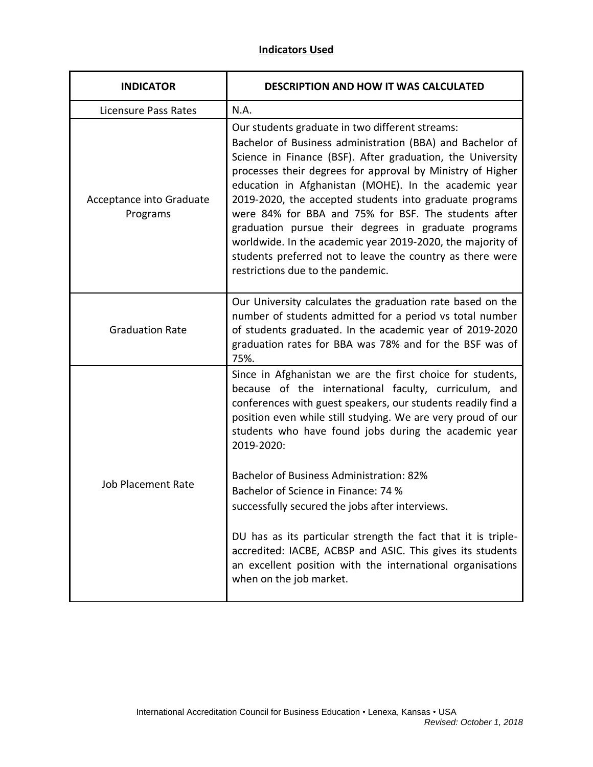**Indicators Used**

| INDICATOR | DESCRIPTION AND HOW IT WAS CALCULATED |
| --- | --- |
| Licensure Pass Rates | N.A. |
| Acceptance into Graduate Programs | Our students graduate in two different streams: Bachelor of Business administration (BBA) and Bachelor of Science in Finance (BSF). After graduation, the University processes their degrees for approval by Ministry of Higher education in Afghanistan (MOHE). In the academic year 2019-2020, the accepted students into graduate programs were 84% for BBA and 75% for BSF. The students after graduation pursue their degrees in graduate programs worldwide. In the academic year 2019-2020, the majority of students preferred not to leave the country as there were restrictions due to the pandemic. |
| Graduation Rate | Our University calculates the graduation rate based on the number of students admitted for a period vs total number of students graduated. In the academic year of 2019-2020 graduation rates for BBA was 78% and for the BSF was of 75%. |
| Job Placement Rate | Since in Afghanistan we are the first choice for students, because of the international faculty, curriculum, and conferences with guest speakers, our students readily find a position even while still studying. We are very proud of our students who have found jobs during the academic year 2019-2020:<br><br>Bachelor of Business Administration: 82%<br>Bachelor of Science in Finance: 74 %<br>successfully secured the jobs after interviews.<br><br>DU has as its particular strength the fact that it is triple-accredited: IACBE, ACBSP and ASIC. This gives its students an excellent position with the international organisations when on the job market. |